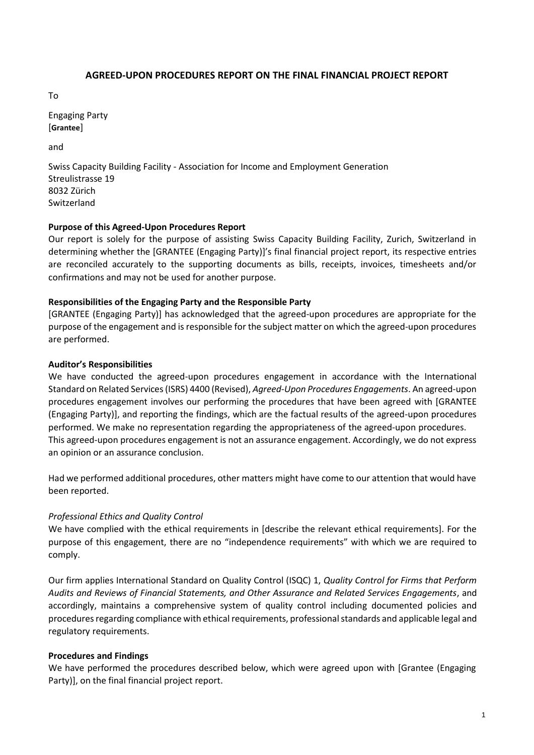# AGREED-UPON PROCEDURES REPORT ON THE FINAL FINANCIAL PROJECT REPORT

To

Engaging Party
[**Grantee**]

and

Swiss Capacity Building Facility - Association for Income and Employment Generation
Streulistrasse 19
8032 Zürich
Switzerland

**Purpose of this Agreed-Upon Procedures Report**

Our report is solely for the purpose of assisting Swiss Capacity Building Facility, Zurich, Switzerland in determining whether the [GRANTEE (Engaging Party)]'s final financial project report, its respective entries are reconciled accurately to the supporting documents as bills, receipts, invoices, timesheets and/or confirmations and may not be used for another purpose.

**Responsibilities of the Engaging Party and the Responsible Party**

[GRANTEE (Engaging Party)] has acknowledged that the agreed-upon procedures are appropriate for the purpose of the engagement and is responsible for the subject matter on which the agreed-upon procedures are performed.

**Auditor's Responsibilities**

We have conducted the agreed-upon procedures engagement in accordance with the International Standard on Related Services (ISRS) 4400 (Revised), *Agreed-Upon Procedures Engagements*. An agreed-upon procedures engagement involves our performing the procedures that have been agreed with [GRANTEE (Engaging Party)], and reporting the findings, which are the factual results of the agreed-upon procedures performed. We make no representation regarding the appropriateness of the agreed-upon procedures.
This agreed-upon procedures engagement is not an assurance engagement. Accordingly, we do not express an opinion or an assurance conclusion.

Had we performed additional procedures, other matters might have come to our attention that would have been reported.

*Professional Ethics and Quality Control*

We have complied with the ethical requirements in [describe the relevant ethical requirements]. For the purpose of this engagement, there are no "independence requirements" with which we are required to comply.

Our firm applies International Standard on Quality Control (ISQC) 1, *Quality Control for Firms that Perform Audits and Reviews of Financial Statements, and Other Assurance and Related Services Engagements*, and accordingly, maintains a comprehensive system of quality control including documented policies and procedures regarding compliance with ethical requirements, professional standards and applicable legal and regulatory requirements.

**Procedures and Findings**

We have performed the procedures described below, which were agreed upon with [Grantee (Engaging Party)], on the final financial project report.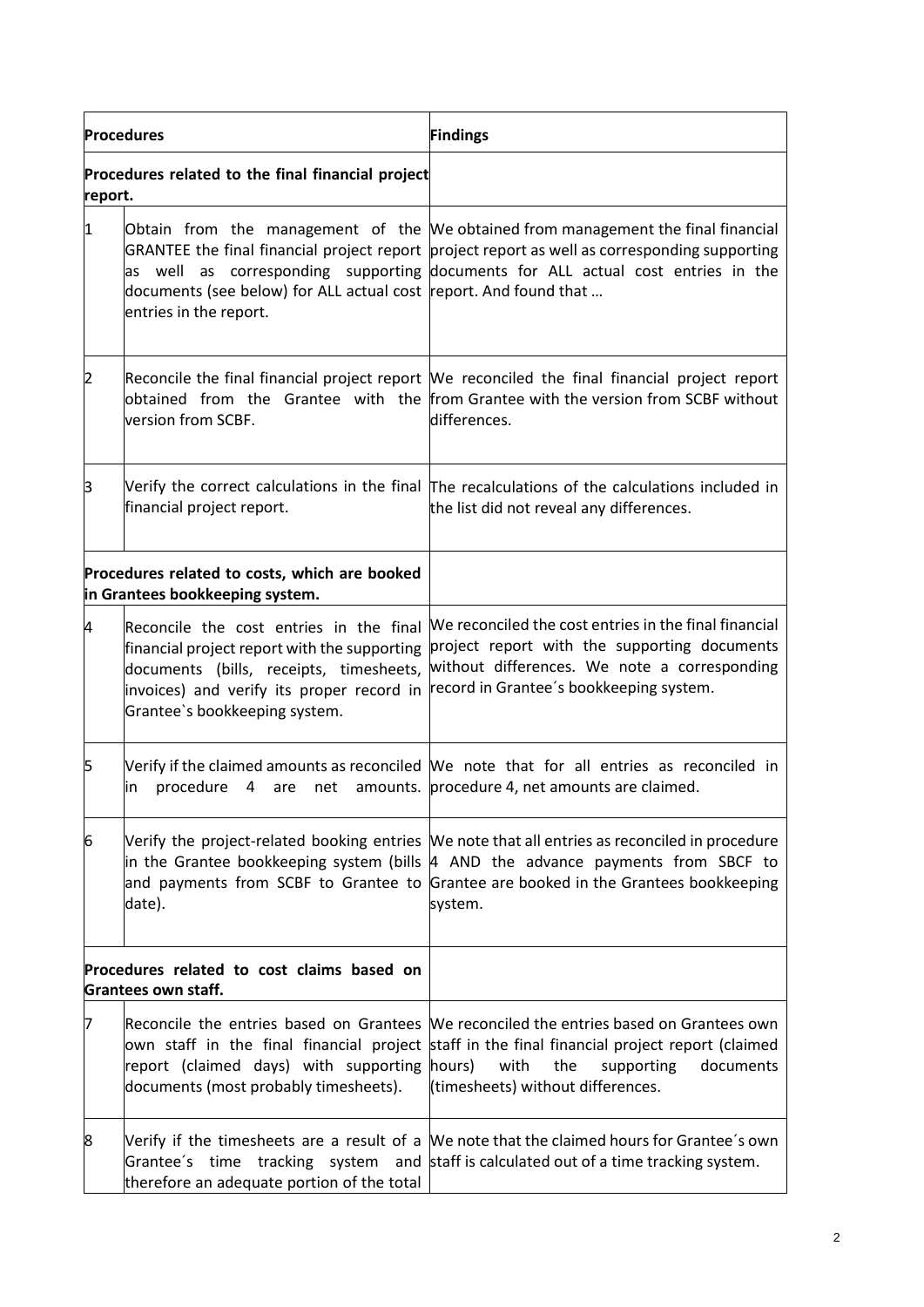| Procedures | | Findings |
|---|---|---|
| **Procedures related to the final financial project report.** | | |
| 1 | Obtain from the management of the GRANTEE the final financial project report as well as corresponding supporting documents (see below) for ALL actual cost entries in the report. | We obtained from management the final financial project report as well as corresponding supporting documents for ALL actual cost entries in the report. And found that … |
| 2 | Reconcile the final financial project report obtained from the Grantee with the version from SCBF. | We reconciled the final financial project report from Grantee with the version from SCBF without differences. |
| 3 | Verify the correct calculations in the final financial project report. | The recalculations of the calculations included in the list did not reveal any differences. |
| **Procedures related to costs, which are booked in Grantees bookkeeping system.** | | |
| 4 | Reconcile the cost entries in the final financial project report with the supporting documents (bills, receipts, timesheets, invoices) and verify its proper record in Grantee`s bookkeeping system. | We reconciled the cost entries in the final financial project report with the supporting documents without differences. We note a corresponding record in Grantee´s bookkeeping system. |
| 5 | Verify if the claimed amounts as reconciled in procedure 4 are net amounts. | We note that for all entries as reconciled in procedure 4, net amounts are claimed. |
| 6 | Verify the project-related booking entries in the Grantee bookkeeping system (bills and payments from SCBF to Grantee to date). | We note that all entries as reconciled in procedure 4 AND the advance payments from SBCF to Grantee are booked in the Grantees bookkeeping system. |
| **Procedures related to cost claims based on Grantees own staff.** | | |
| 7 | Reconcile the entries based on Grantees own staff in the final financial project report (claimed days) with supporting documents (most probably timesheets). | We reconciled the entries based on Grantees own staff in the final financial project report (claimed hours) with the supporting documents (timesheets) without differences. |
| 8 | Verify if the timesheets are a result of a Grantee´s time tracking system and therefore an adequate portion of the total | We note that the claimed hours for Grantee´s own staff is calculated out of a time tracking system. |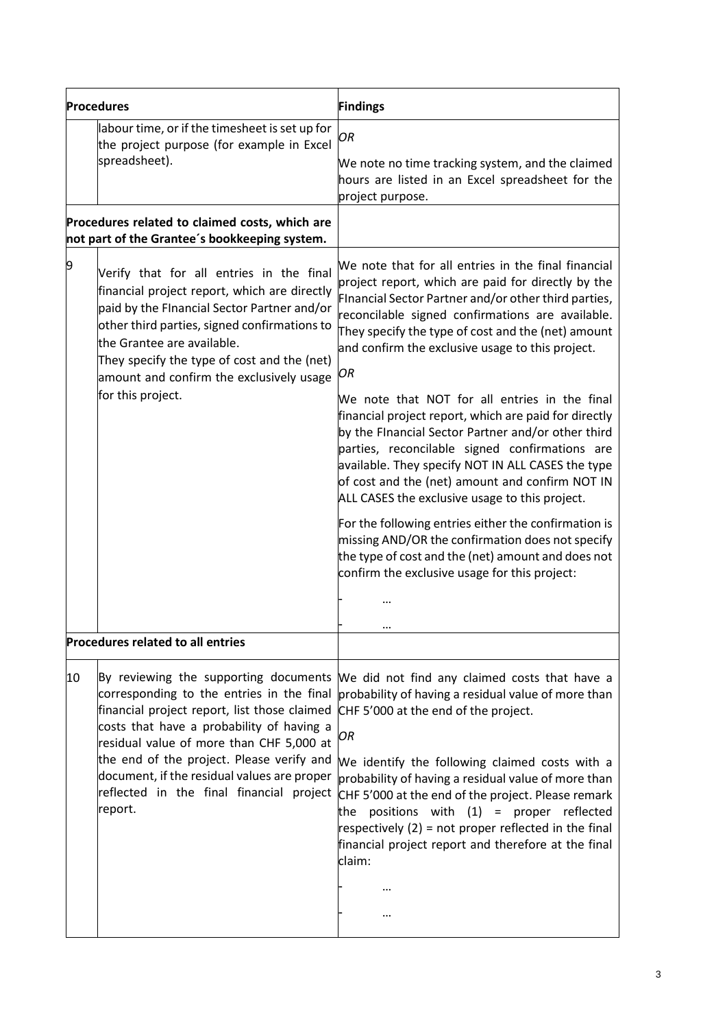| Procedures | | Findings |
|---|---|---|
| | labour time, or if the timesheet is set up for the project purpose (for example in Excel spreadsheet). | *OR*<br><br>We note no time tracking system, and the claimed hours are listed in an Excel spreadsheet for the project purpose. |
| **Procedures related to claimed costs, which are not part of the Grantee´s bookkeeping system.** | | |
| 9 | Verify that for all entries in the final financial project report, which are directly paid by the FInancial Sector Partner and/or other third parties, signed confirmations to the Grantee are available.<br>They specify the type of cost and the (net) amount and confirm the exclusively usage for this project. | We note that for all entries in the final financial project report, which are paid for directly by the FInancial Sector Partner and/or other third parties, reconcilable signed confirmations are available. They specify the type of cost and the (net) amount and confirm the exclusive usage to this project.<br><br>*OR*<br><br>We note that NOT for all entries in the final financial project report, which are paid for directly by the FInancial Sector Partner and/or other third parties, reconcilable signed confirmations are available. They specify NOT IN ALL CASES the type of cost and the (net) amount and confirm NOT IN ALL CASES the exclusive usage to this project.<br><br>For the following entries either the confirmation is missing AND/OR the confirmation does not specify the type of cost and the (net) amount and does not confirm the exclusive usage for this project:<br><br>- …<br>- … |
| **Procedures related to all entries** | | |
| 10 | By reviewing the supporting documents corresponding to the entries in the final financial project report, list those claimed costs that have a probability of having a residual value of more than CHF 5,000 at the end of the project. Please verify and document, if the residual values are proper reflected in the final financial project report. | We did not find any claimed costs that have a probability of having a residual value of more than CHF 5'000 at the end of the project.<br><br>*OR*<br><br>We identify the following claimed costs with a probability of having a residual value of more than CHF 5'000 at the end of the project. Please remark the positions with (1) = proper reflected respectively (2) = not proper reflected in the final financial project report and therefore at the final claim:<br><br>- …<br>- … |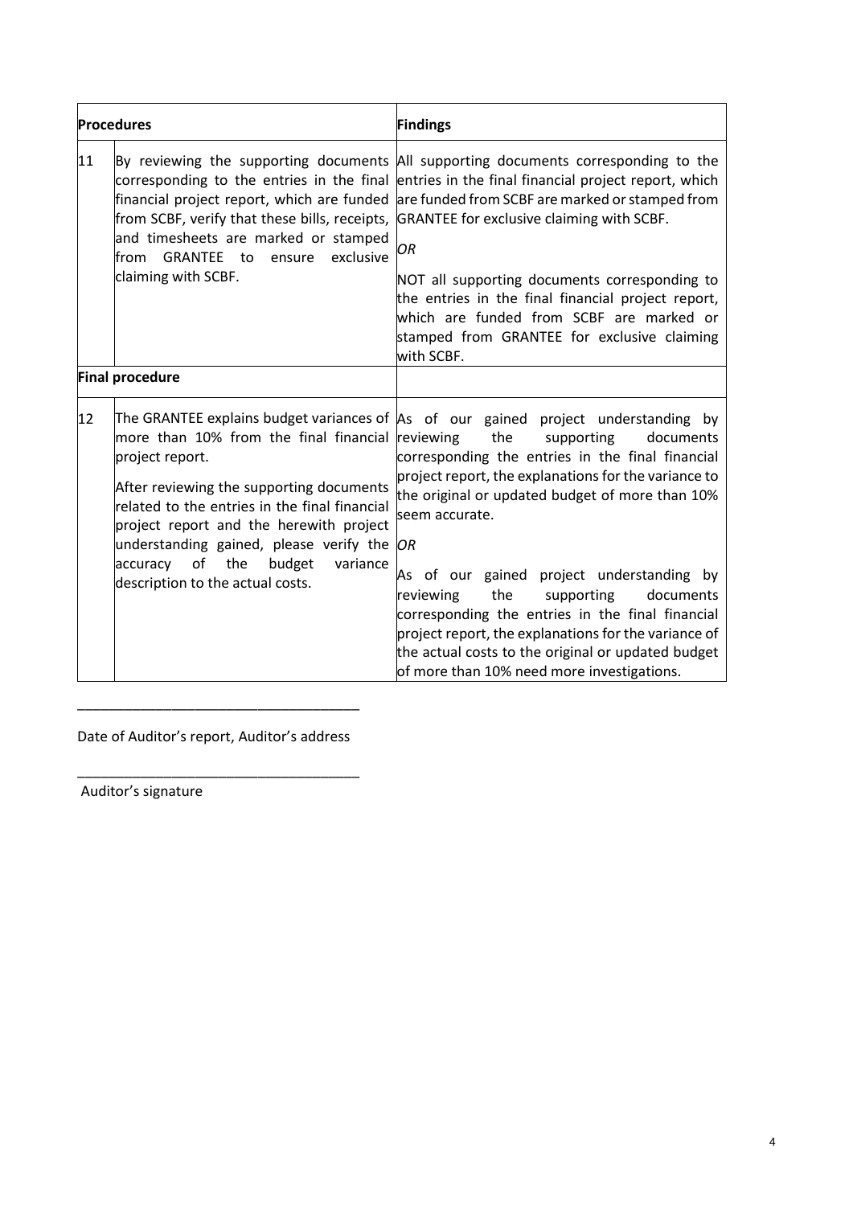| Procedures | | Findings |
|---|---|---|
| 11 | By reviewing the supporting documents corresponding to the entries in the final financial project report, which are funded from SCBF, verify that these bills, receipts, and timesheets are marked or stamped from GRANTEE to ensure exclusive claiming with SCBF. | All supporting documents corresponding to the entries in the final financial project report, which are funded from SCBF are marked or stamped from GRANTEE for exclusive claiming with SCBF.<br><br>*OR*<br><br>NOT all supporting documents corresponding to the entries in the final financial project report, which are funded from SCBF are marked or stamped from GRANTEE for exclusive claiming with SCBF. |
| **Final procedure** | | |
| 12 | The GRANTEE explains budget variances of more than 10% from the final financial project report.<br><br>After reviewing the supporting documents related to the entries in the final financial project report and the herewith project understanding gained, please verify the accuracy of the budget variance description to the actual costs. | As of our gained project understanding by reviewing the supporting documents corresponding the entries in the final financial project report, the explanations for the variance to the original or updated budget of more than 10% seem accurate.<br><br>*OR*<br><br>As of our gained project understanding by reviewing the supporting documents corresponding the entries in the final financial project report, the explanations for the variance of the actual costs to the original or updated budget of more than 10% need more investigations. |

\_\_\_\_\_\_\_\_\_\_\_\_\_\_\_\_\_\_\_\_\_\_\_\_\_\_\_\_\_\_\_\_\_\_\_\_

Date of Auditor's report, Auditor's address

\_\_\_\_\_\_\_\_\_\_\_\_\_\_\_\_\_\_\_\_\_\_\_\_\_\_\_\_\_\_\_\_\_\_\_\_

Auditor's signature